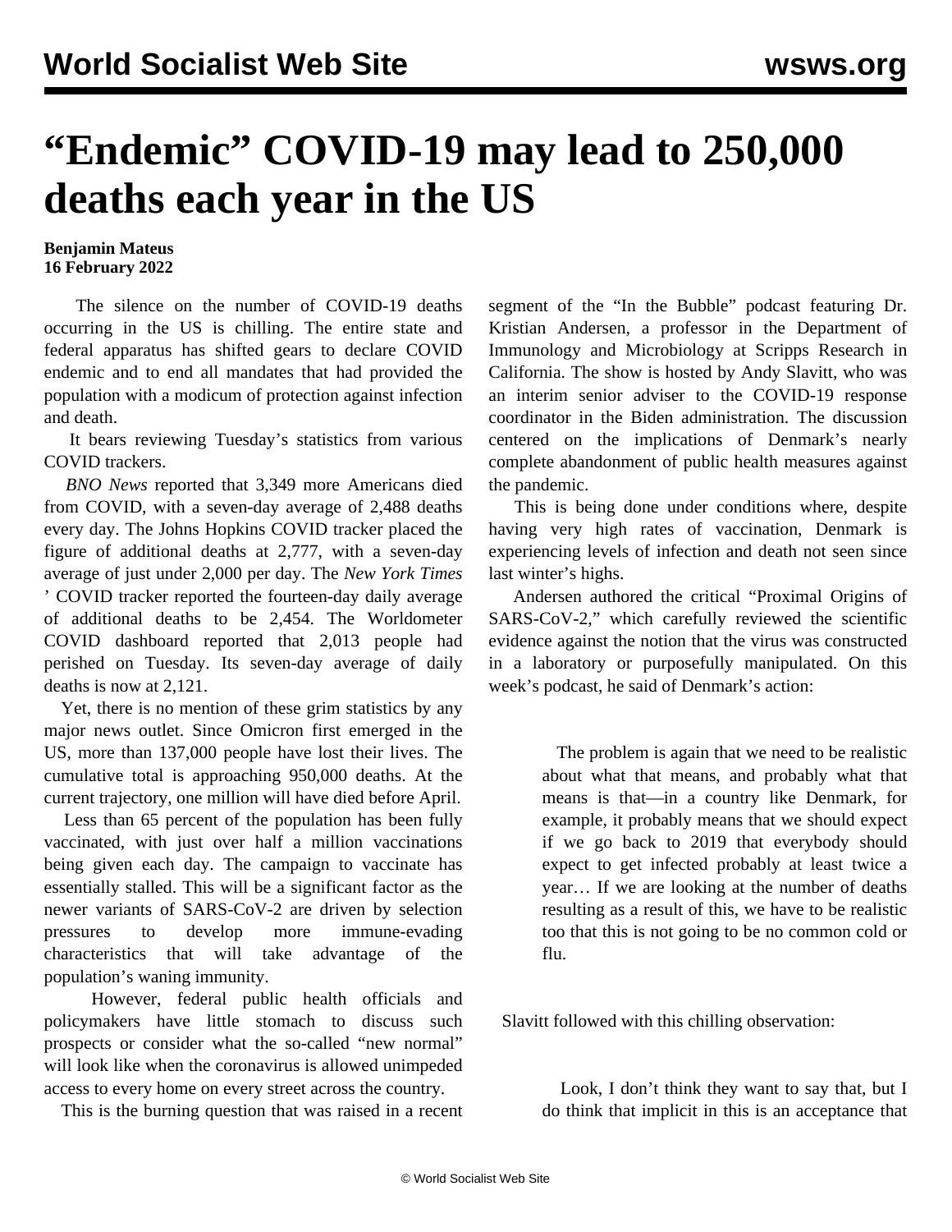# "Endemic" COVID-19 may lead to 250,000 deaths each year in the US

**Benjamin Mateus**
**16 February 2022**

The silence on the number of COVID-19 deaths occurring in the US is chilling. The entire state and federal apparatus has shifted gears to declare COVID endemic and to end all mandates that had provided the population with a modicum of protection against infection and death.

It bears reviewing Tuesday's statistics from various COVID trackers.

*BNO News* reported that 3,349 more Americans died from COVID, with a seven-day average of 2,488 deaths every day. The Johns Hopkins COVID tracker placed the figure of additional deaths at 2,777, with a seven-day average of just under 2,000 per day. The *New York Times*' COVID tracker reported the fourteen-day daily average of additional deaths to be 2,454. The Worldometer COVID dashboard reported that 2,013 people had perished on Tuesday. Its seven-day average of daily deaths is now at 2,121.

Yet, there is no mention of these grim statistics by any major news outlet. Since Omicron first emerged in the US, more than 137,000 people have lost their lives. The cumulative total is approaching 950,000 deaths. At the current trajectory, one million will have died before April.

Less than 65 percent of the population has been fully vaccinated, with just over half a million vaccinations being given each day. The campaign to vaccinate has essentially stalled. This will be a significant factor as the newer variants of SARS-CoV-2 are driven by selection pressures to develop more immune-evading characteristics that will take advantage of the population's waning immunity.

However, federal public health officials and policymakers have little stomach to discuss such prospects or consider what the so-called "new normal" will look like when the coronavirus is allowed unimpeded access to every home on every street across the country.

This is the burning question that was raised in a recent segment of the "In the Bubble" podcast featuring Dr. Kristian Andersen, a professor in the Department of Immunology and Microbiology at Scripps Research in California. The show is hosted by Andy Slavitt, who was an interim senior adviser to the COVID-19 response coordinator in the Biden administration. The discussion centered on the implications of Denmark's nearly complete abandonment of public health measures against the pandemic.

This is being done under conditions where, despite having very high rates of vaccination, Denmark is experiencing levels of infection and death not seen since last winter's highs.

Andersen authored the critical "Proximal Origins of SARS-CoV-2," which carefully reviewed the scientific evidence against the notion that the virus was constructed in a laboratory or purposefully manipulated. On this week's podcast, he said of Denmark's action:

> The problem is again that we need to be realistic about what that means, and probably what that means is that—in a country like Denmark, for example, it probably means that we should expect if we go back to 2019 that everybody should expect to get infected probably at least twice a year… If we are looking at the number of deaths resulting as a result of this, we have to be realistic too that this is not going to be no common cold or flu.

Slavitt followed with this chilling observation:

> Look, I don't think they want to say that, but I do think that implicit in this is an acceptance that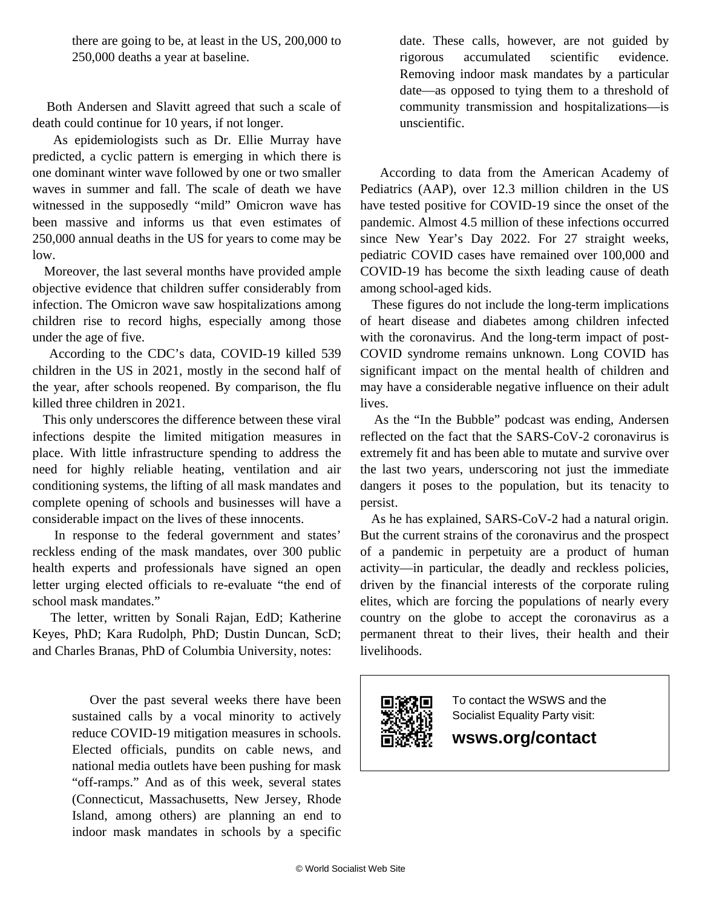> there are going to be, at least in the US, 200,000 to 250,000 deaths a year at baseline.

Both Andersen and Slavitt agreed that such a scale of death could continue for 10 years, if not longer.

As epidemiologists such as Dr. Ellie Murray have predicted, a cyclic pattern is emerging in which there is one dominant winter wave followed by one or two smaller waves in summer and fall. The scale of death we have witnessed in the supposedly "mild" Omicron wave has been massive and informs us that even estimates of 250,000 annual deaths in the US for years to come may be low.

Moreover, the last several months have provided ample objective evidence that children suffer considerably from infection. The Omicron wave saw hospitalizations among children rise to record highs, especially among those under the age of five.

According to the CDC's data, COVID-19 killed 539 children in the US in 2021, mostly in the second half of the year, after schools reopened. By comparison, the flu killed three children in 2021.

This only underscores the difference between these viral infections despite the limited mitigation measures in place. With little infrastructure spending to address the need for highly reliable heating, ventilation and air conditioning systems, the lifting of all mask mandates and complete opening of schools and businesses will have a considerable impact on the lives of these innocents.

In response to the federal government and states' reckless ending of the mask mandates, over 300 public health experts and professionals have signed an open letter urging elected officials to re-evaluate "the end of school mask mandates."

The letter, written by Sonali Rajan, EdD; Katherine Keyes, PhD; Kara Rudolph, PhD; Dustin Duncan, ScD; and Charles Branas, PhD of Columbia University, notes:

> Over the past several weeks there have been sustained calls by a vocal minority to actively reduce COVID-19 mitigation measures in schools. Elected officials, pundits on cable news, and national media outlets have been pushing for mask "off-ramps." And as of this week, several states (Connecticut, Massachusetts, New Jersey, Rhode Island, among others) are planning an end to indoor mask mandates in schools by a specific date. These calls, however, are not guided by rigorous accumulated scientific evidence. Removing indoor mask mandates by a particular date—as opposed to tying them to a threshold of community transmission and hospitalizations—is unscientific.

According to data from the American Academy of Pediatrics (AAP), over 12.3 million children in the US have tested positive for COVID-19 since the onset of the pandemic. Almost 4.5 million of these infections occurred since New Year's Day 2022. For 27 straight weeks, pediatric COVID cases have remained over 100,000 and COVID-19 has become the sixth leading cause of death among school-aged kids.

These figures do not include the long-term implications of heart disease and diabetes among children infected with the coronavirus. And the long-term impact of post-COVID syndrome remains unknown. Long COVID has significant impact on the mental health of children and may have a considerable negative influence on their adult lives.

As the "In the Bubble" podcast was ending, Andersen reflected on the fact that the SARS-CoV-2 coronavirus is extremely fit and has been able to mutate and survive over the last two years, underscoring not just the immediate dangers it poses to the population, but its tenacity to persist.

As he has explained, SARS-CoV-2 had a natural origin. But the current strains of the coronavirus and the prospect of a pandemic in perpetuity are a product of human activity—in particular, the deadly and reckless policies, driven by the financial interests of the corporate ruling elites, which are forcing the populations of nearly every country on the globe to accept the coronavirus as a permanent threat to their lives, their health and their livelihoods.

To contact the WSWS and the Socialist Equality Party visit:

**wsws.org/contact**